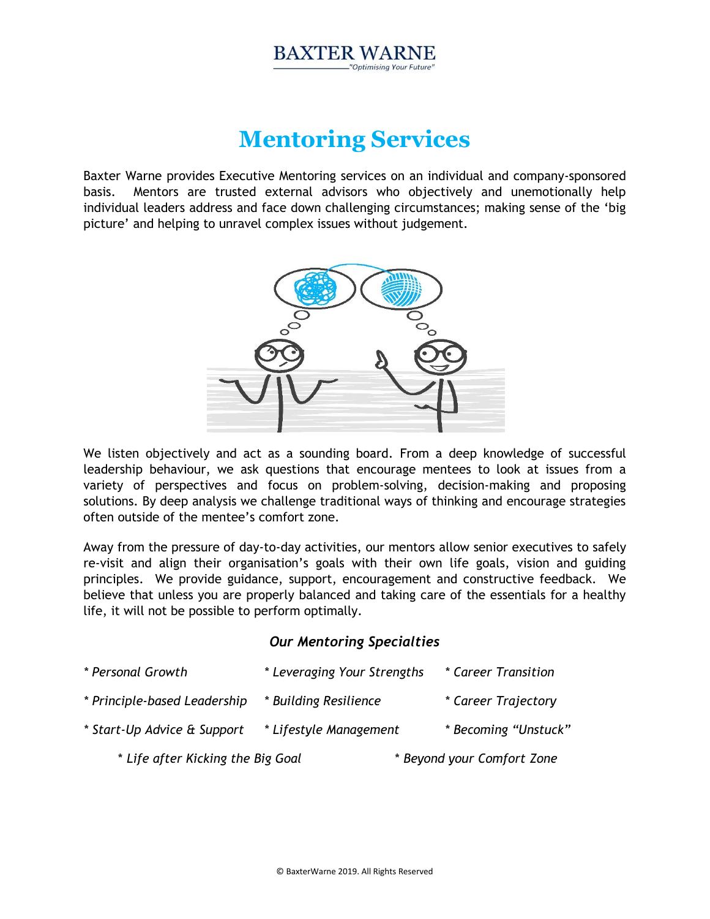BAXTER WARNE

*"Optimising Your Future"*

# Mentoring Services

Baxter Warne provides Executive Mentoring services on an individual and company-sponsored basis. Mentors are trusted external advisors who objectively and unemotionally help individual leaders address and face down challenging circumstances; making sense of the 'big picture' and helping to unravel complex issues without judgement.

We listen objectively and act as a sounding board. From a deep knowledge of successful leadership behaviour, we ask questions that encourage mentees to look at issues from a variety of perspectives and focus on problem-solving, decision-making and proposing solutions. By deep analysis we challenge traditional ways of thinking and encourage strategies often outside of the mentee's comfort zone.

Away from the pressure of day-to-day activities, our mentors allow senior executives to safely re-visit and align their organisation's goals with their own life goals, vision and guiding principles. We provide guidance, support, encouragement and constructive feedback. We believe that unless you are properly balanced and taking care of the essentials for a healthy life, it will not be possible to perform optimally.

### *Our Mentoring Specialties*

- *Personal Growth*
- *Leveraging Your Strengths*
- *Career Transition*
- *Principle-based Leadership*
- *Building Resilience*
- *Career Trajectory*
- *Start-Up Advice & Support*
- *Lifestyle Management*
- *Becoming "Unstuck"*
- *Life after Kicking the Big Goal*
- *Beyond your Comfort Zone*

© BaxterWarne 2019. All Rights Reserved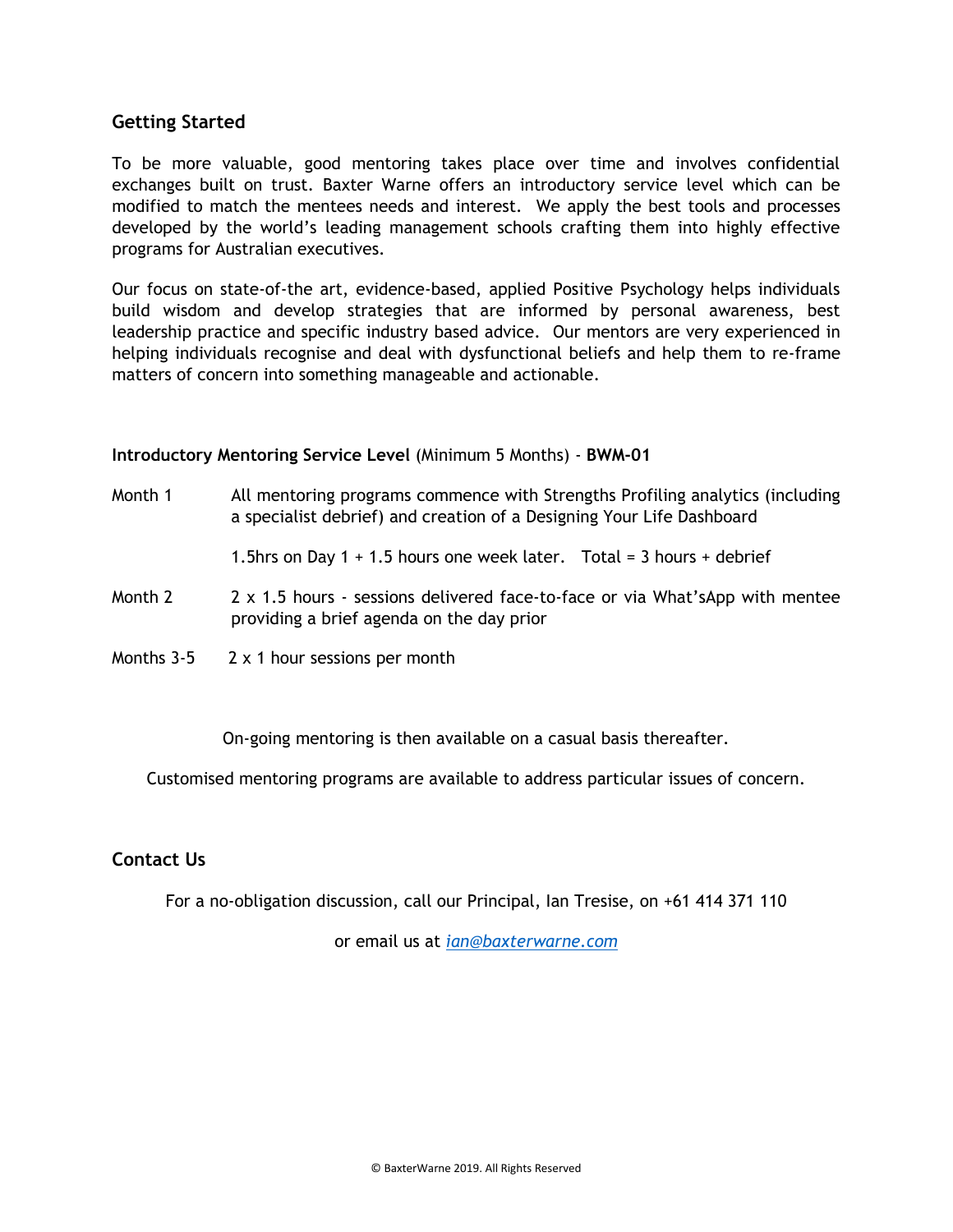## Getting Started

To be more valuable, good mentoring takes place over time and involves confidential exchanges built on trust. Baxter Warne offers an introductory service level which can be modified to match the mentees needs and interest. We apply the best tools and processes developed by the world's leading management schools crafting them into highly effective programs for Australian executives.

Our focus on state-of-the art, evidence-based, applied Positive Psychology helps individuals build wisdom and develop strategies that are informed by personal awareness, best leadership practice and specific industry based advice. Our mentors are very experienced in helping individuals recognise and deal with dysfunctional beliefs and help them to re-frame matters of concern into something manageable and actionable.

**Introductory Mentoring Service Level** (Minimum 5 Months) - **BWM-01**

| | |
|---|---|
| Month 1 | All mentoring programs commence with Strengths Profiling analytics (including a specialist debrief) and creation of a Designing Your Life Dashboard<br><br>1.5hrs on Day 1 + 1.5 hours one week later. Total = 3 hours + debrief |
| Month 2 | 2 x 1.5 hours - sessions delivered face-to-face or via What'sApp with mentee providing a brief agenda on the day prior |
| Months 3-5 | 2 x 1 hour sessions per month |

On-going mentoring is then available on a casual basis thereafter.

Customised mentoring programs are available to address particular issues of concern.

## Contact Us

For a no-obligation discussion, call our Principal, Ian Tresise, on +61 414 371 110

or email us at *ian@baxterwarne.com*

© BaxterWarne 2019. All Rights Reserved